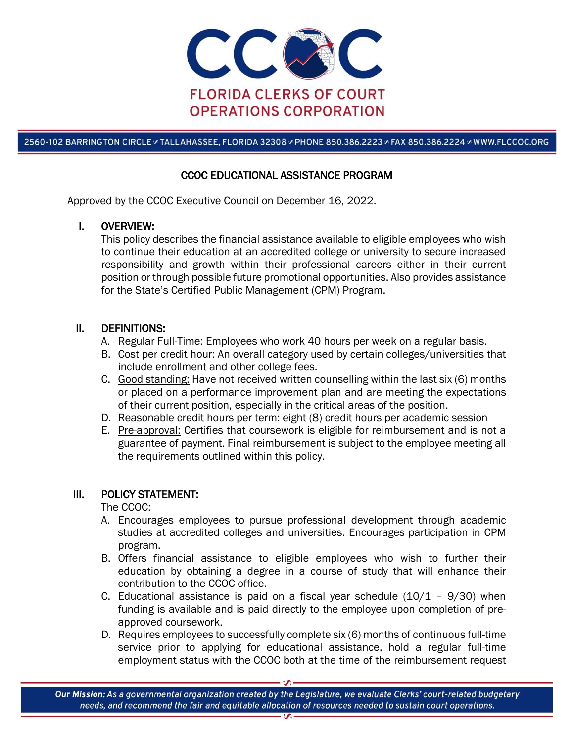# FLORIDA CLERKS OF COURT OPERATIONS CORPORATION

2560-102 BARRINGTON CIRCLE • TALLAHASSEE, FLORIDA 32308 • PHONE 850.386.2223 • FAX 850.386.2224 • WWW.FLCCOC.ORG

## CCOC EDUCATIONAL ASSISTANCE PROGRAM

Approved by the CCOC Executive Council on December 16, 2022.

### I. OVERVIEW:

This policy describes the financial assistance available to eligible employees who wish to continue their education at an accredited college or university to secure increased responsibility and growth within their professional careers either in their current position or through possible future promotional opportunities. Also provides assistance for the State's Certified Public Management (CPM) Program.

### II. DEFINITIONS:

A. Regular Full-Time: Employees who work 40 hours per week on a regular basis.
B. Cost per credit hour: An overall category used by certain colleges/universities that include enrollment and other college fees.
C. Good standing: Have not received written counselling within the last six (6) months or placed on a performance improvement plan and are meeting the expectations of their current position, especially in the critical areas of the position.
D. Reasonable credit hours per term: eight (8) credit hours per academic session
E. Pre-approval: Certifies that coursework is eligible for reimbursement and is not a guarantee of payment. Final reimbursement is subject to the employee meeting all the requirements outlined within this policy.

### III. POLICY STATEMENT:

The CCOC:

A. Encourages employees to pursue professional development through academic studies at accredited colleges and universities. Encourages participation in CPM program.
B. Offers financial assistance to eligible employees who wish to further their education by obtaining a degree in a course of study that will enhance their contribution to the CCOC office.
C. Educational assistance is paid on a fiscal year schedule (10/1 – 9/30) when funding is available and is paid directly to the employee upon completion of pre-approved coursework.
D. Requires employees to successfully complete six (6) months of continuous full-time service prior to applying for educational assistance, hold a regular full-time employment status with the CCOC both at the time of the reimbursement request

*Our Mission: As a governmental organization created by the Legislature, we evaluate Clerks' court-related budgetary needs, and recommend the fair and equitable allocation of resources needed to sustain court operations.*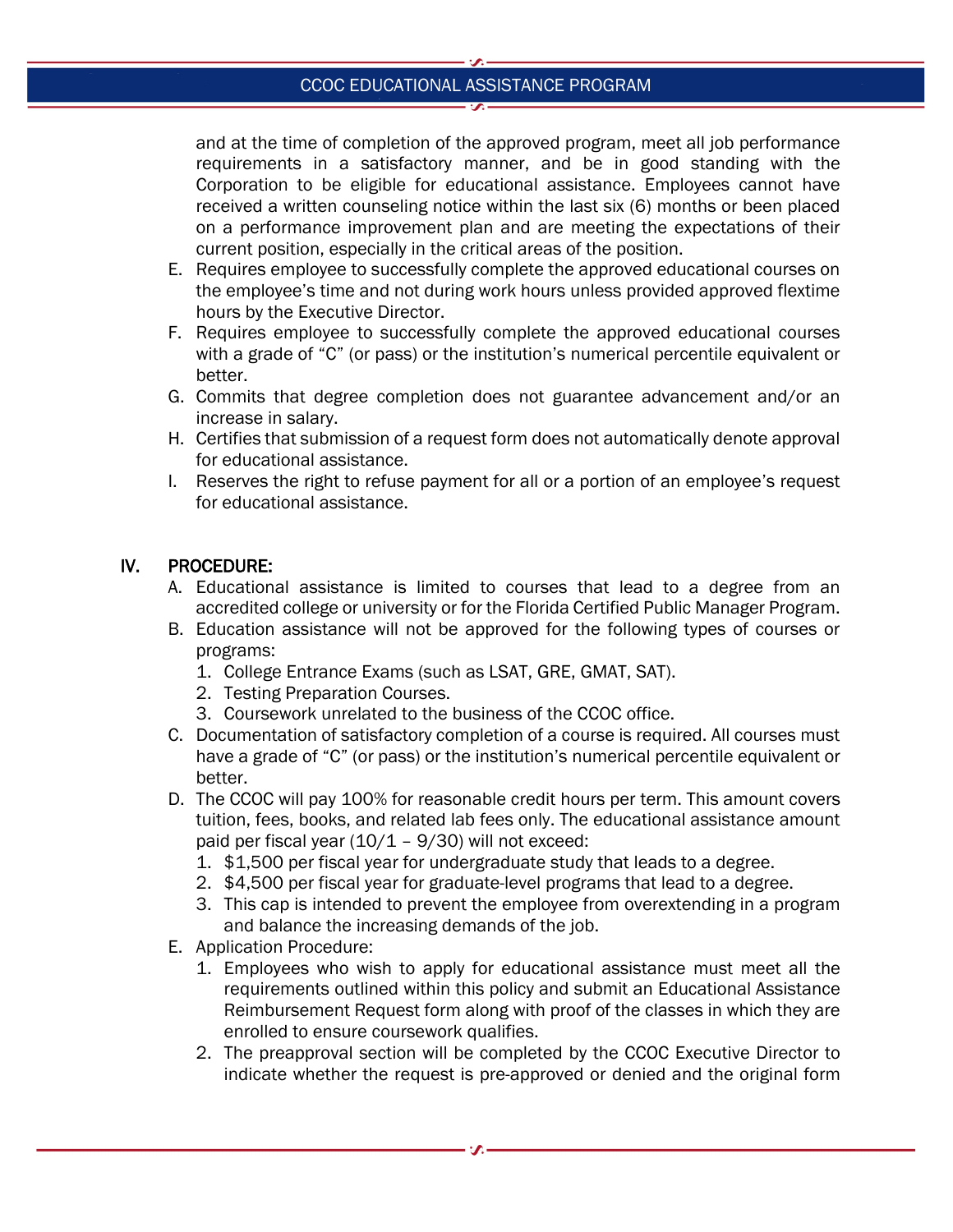and at the time of completion of the approved program, meet all job performance requirements in a satisfactory manner, and be in good standing with the Corporation to be eligible for educational assistance. Employees cannot have received a written counseling notice within the last six (6) months or been placed on a performance improvement plan and are meeting the expectations of their current position, especially in the critical areas of the position.

E. Requires employee to successfully complete the approved educational courses on the employee's time and not during work hours unless provided approved flextime hours by the Executive Director.

F. Requires employee to successfully complete the approved educational courses with a grade of "C" (or pass) or the institution's numerical percentile equivalent or better.

G. Commits that degree completion does not guarantee advancement and/or an increase in salary.

H. Certifies that submission of a request form does not automatically denote approval for educational assistance.

I. Reserves the right to refuse payment for all or a portion of an employee's request for educational assistance.

## IV. PROCEDURE:

A. Educational assistance is limited to courses that lead to a degree from an accredited college or university or for the Florida Certified Public Manager Program.

B. Education assistance will not be approved for the following types of courses or programs:
   1. College Entrance Exams (such as LSAT, GRE, GMAT, SAT).
   2. Testing Preparation Courses.
   3. Coursework unrelated to the business of the CCOC office.

C. Documentation of satisfactory completion of a course is required. All courses must have a grade of "C" (or pass) or the institution's numerical percentile equivalent or better.

D. The CCOC will pay 100% for reasonable credit hours per term. This amount covers tuition, fees, books, and related lab fees only. The educational assistance amount paid per fiscal year (10/1 – 9/30) will not exceed:
   1. $1,500 per fiscal year for undergraduate study that leads to a degree.
   2. $4,500 per fiscal year for graduate-level programs that lead to a degree.
   3. This cap is intended to prevent the employee from overextending in a program and balance the increasing demands of the job.

E. Application Procedure:
   1. Employees who wish to apply for educational assistance must meet all the requirements outlined within this policy and submit an Educational Assistance Reimbursement Request form along with proof of the classes in which they are enrolled to ensure coursework qualifies.
   2. The preapproval section will be completed by the CCOC Executive Director to indicate whether the request is pre-approved or denied and the original form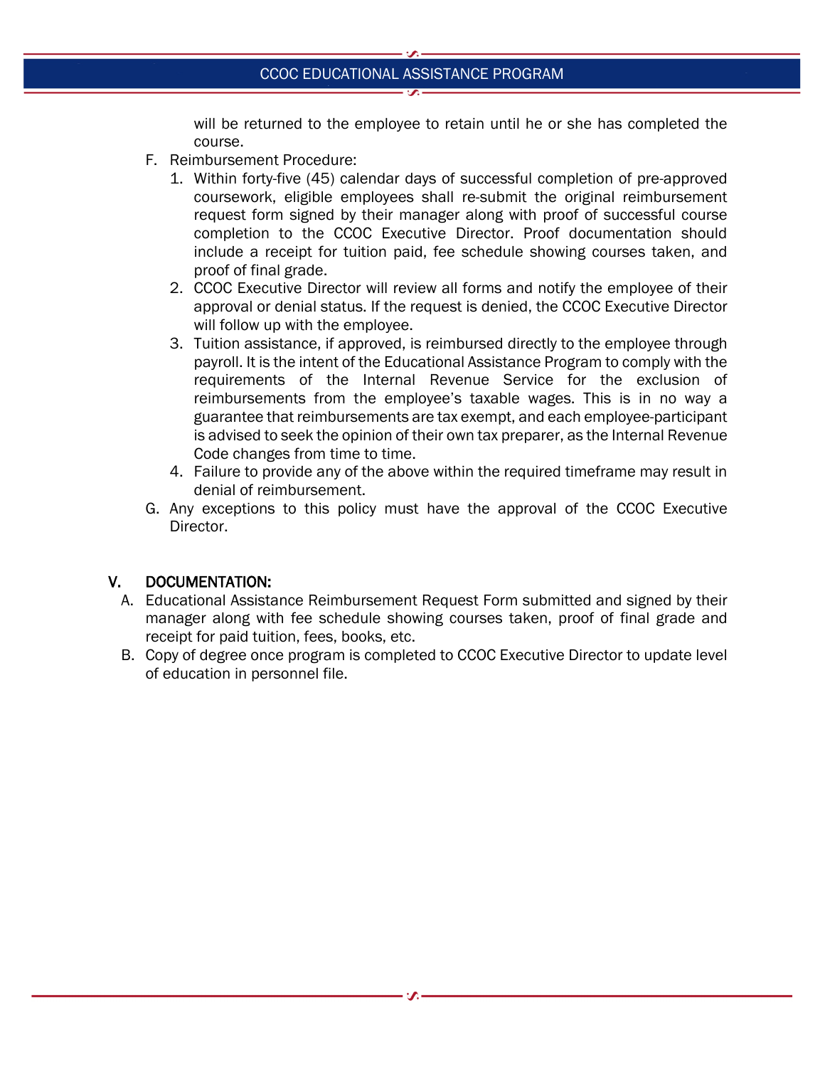will be returned to the employee to retain until he or she has completed the course.

F. Reimbursement Procedure:
   1. Within forty-five (45) calendar days of successful completion of pre-approved coursework, eligible employees shall re-submit the original reimbursement request form signed by their manager along with proof of successful course completion to the CCOC Executive Director. Proof documentation should include a receipt for tuition paid, fee schedule showing courses taken, and proof of final grade.
   2. CCOC Executive Director will review all forms and notify the employee of their approval or denial status. If the request is denied, the CCOC Executive Director will follow up with the employee.
   3. Tuition assistance, if approved, is reimbursed directly to the employee through payroll. It is the intent of the Educational Assistance Program to comply with the requirements of the Internal Revenue Service for the exclusion of reimbursements from the employee's taxable wages. This is in no way a guarantee that reimbursements are tax exempt, and each employee-participant is advised to seek the opinion of their own tax preparer, as the Internal Revenue Code changes from time to time.
   4. Failure to provide any of the above within the required timeframe may result in denial of reimbursement.

G. Any exceptions to this policy must have the approval of the CCOC Executive Director.

## V. DOCUMENTATION:

A. Educational Assistance Reimbursement Request Form submitted and signed by their manager along with fee schedule showing courses taken, proof of final grade and receipt for paid tuition, fees, books, etc.

B. Copy of degree once program is completed to CCOC Executive Director to update level of education in personnel file.